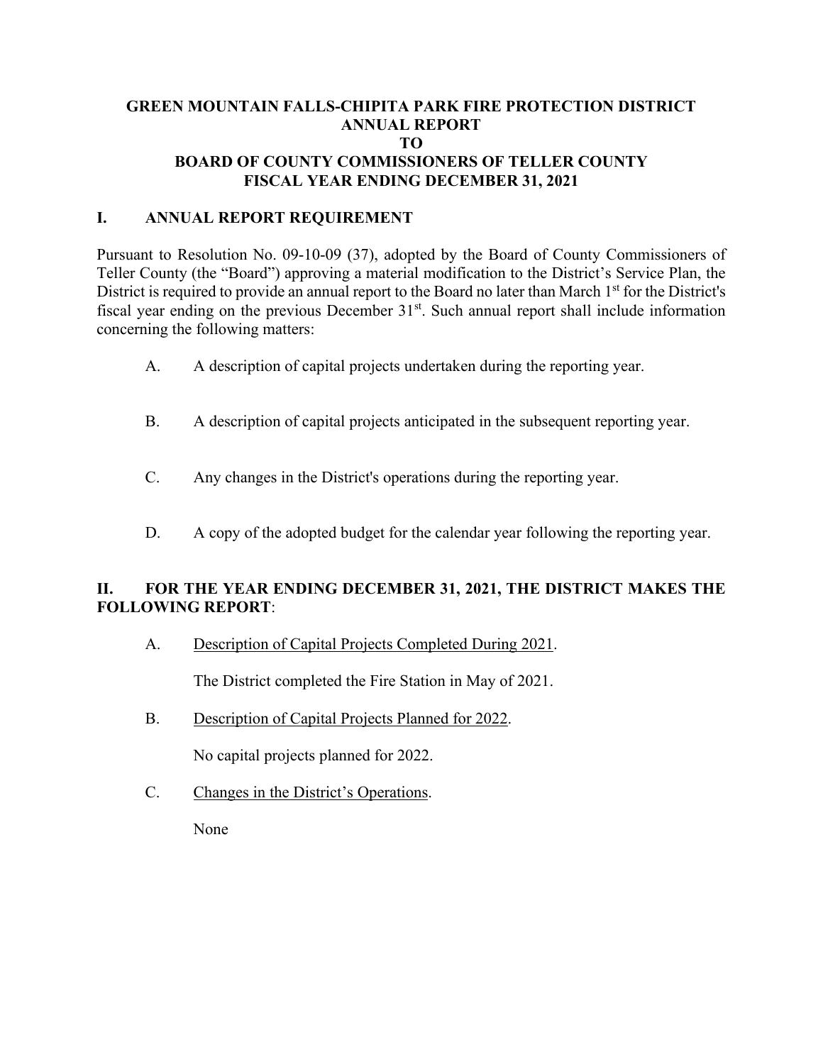# GREEN MOUNTAIN FALLS-CHIPITA PARK FIRE PROTECTION DISTRICT ANNUAL REPORT TO BOARD OF COUNTY COMMISSIONERS OF TELLER COUNTY FISCAL YEAR ENDING DECEMBER 31, 2021

## I. ANNUAL REPORT REQUIREMENT

Pursuant to Resolution No. 09-10-09 (37), adopted by the Board of County Commissioners of Teller County (the "Board") approving a material modification to the District's Service Plan, the District is required to provide an annual report to the Board no later than March 1st for the District's fiscal year ending on the previous December 31st. Such annual report shall include information concerning the following matters:

A. A description of capital projects undertaken during the reporting year.

B. A description of capital projects anticipated in the subsequent reporting year.

C. Any changes in the District's operations during the reporting year.

D. A copy of the adopted budget for the calendar year following the reporting year.

## II. FOR THE YEAR ENDING DECEMBER 31, 2021, THE DISTRICT MAKES THE FOLLOWING REPORT:

A. Description of Capital Projects Completed During 2021.

The District completed the Fire Station in May of 2021.

B. Description of Capital Projects Planned for 2022.

No capital projects planned for 2022.

C. Changes in the District's Operations.

None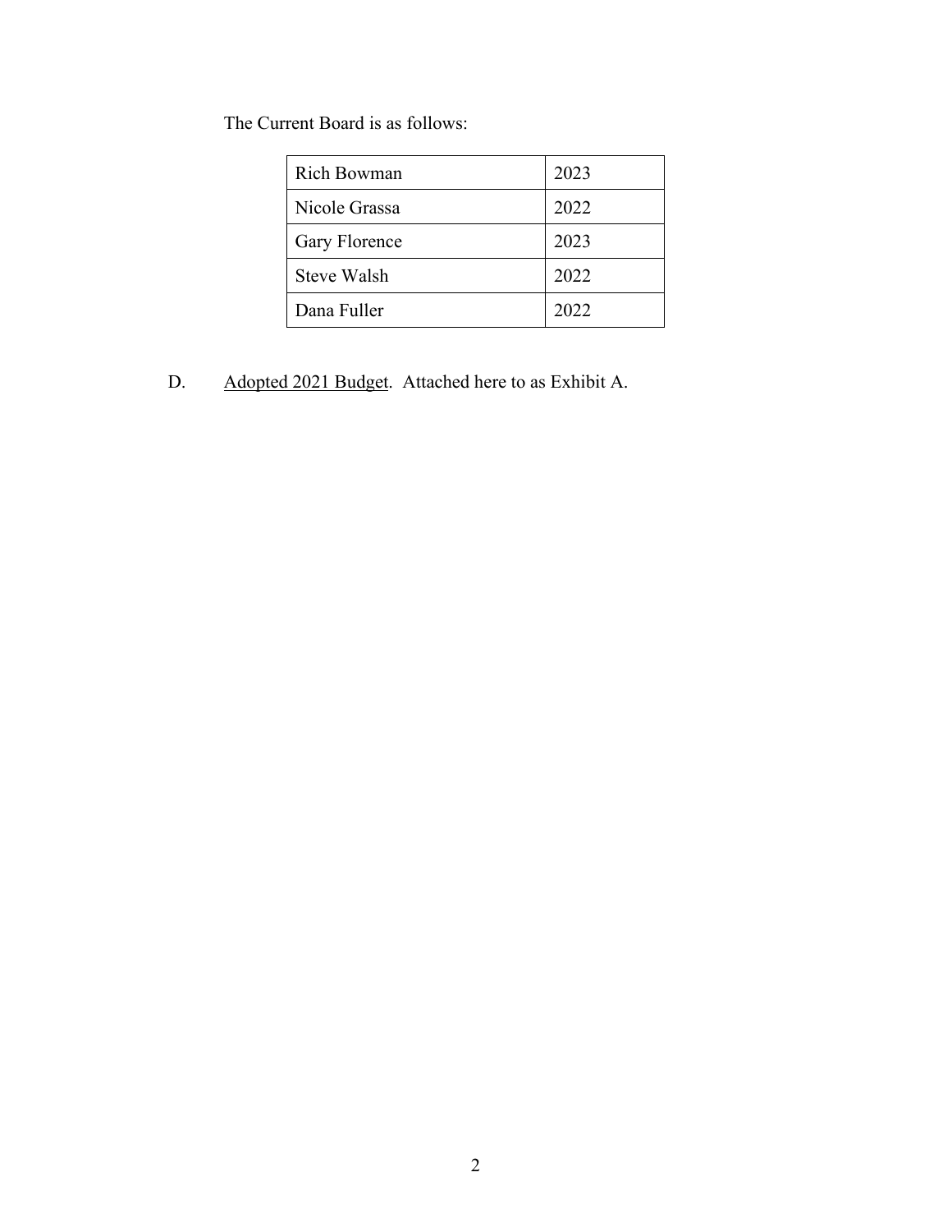The Current Board is as follows:

| Rich Bowman | 2023 |
|---|---|
| Nicole Grassa | 2022 |
| Gary Florence | 2023 |
| Steve Walsh | 2022 |
| Dana Fuller | 2022 |

D. Adopted 2021 Budget. Attached here to as Exhibit A.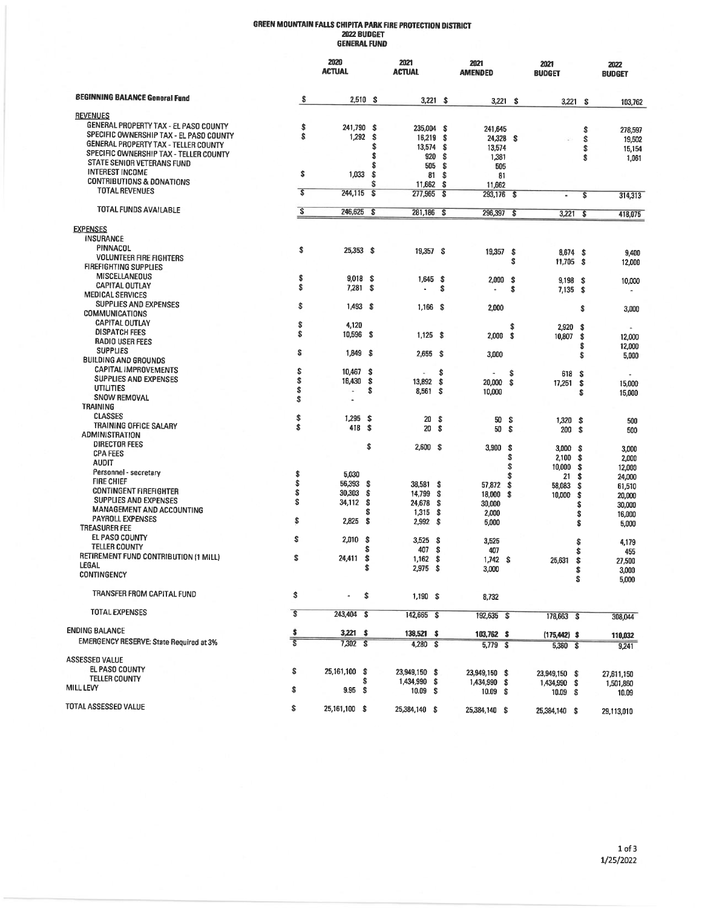# GREEN MOUNTAIN FALLS CHIPITA PARK FIRE PROTECTION DISTRICT

## 2022 BUDGET

## GENERAL FUND

| | 2020 ACTUAL | 2021 ACTUAL | 2021 AMENDED | 2021 BUDGET | 2022 BUDGET |
|---|---|---|---|---|---|
| **BEGINNING BALANCE General Fund** | $ 2,510 | $ 3,221 | $ 3,221 | $ 3,221 | $ 103,762 |
| **REVENUES** | | | | | |
| GENERAL PROPERTY TAX - EL PASO COUNTY | $ 241,790 | $ 235,004 | $ 241,645 | | $ 278,597 |
| SPECIFIC OWNERSHIP TAX - EL PASO COUNTY | $ 1,292 | $ 16,219 | $ 24,328 | $ - | $ 19,502 |
| GENERAL PROPERTY TAX - TELLER COUNTY | | $ 13,574 | $ 13,574 | | $ 15,154 |
| SPECIFIC OWNERSHIP TAX - TELLER COUNTY | | $ 920 | $ 1,381 | | $ 1,061 |
| STATE SENIOR VETERANS FUND | | $ 505 | $ 505 | | |
| INTEREST INCOME | $ 1,033 | $ 81 | $ 81 | | |
| CONTRIBUTIONS & DONATIONS | | $ 11,662 | $ 11,662 | | |
| TOTAL REVENUES | $ 244,115 | $ 277,965 | $ 293,176 | $ - | $ 314,313 |
| TOTAL FUNDS AVAILABLE | $ 246,625 | $ 281,186 | $ 296,397 | $ 3,221 | $ 418,075 |
| **EXPENSES** | | | | | |
| INSURANCE | | | | | |
| PINNACOL | $ 25,353 | $ 19,357 | $ 19,357 | $ 8,674 | $ 9,400 |
| VOLUNTEER FIRE FIGHTERS | | | | $ 11,705 | $ 12,000 |
| FIREFIGHTING SUPPLIES | | | | | |
| MISCELLANEOUS | $ 9,018 | $ 1,645 | $ 2,000 | $ 9,198 | $ 10,000 |
| CAPITAL OUTLAY | $ 7,281 | $ - | $ - | $ 7,135 | $ - |
| MEDICAL SERVICES | | | | | |
| SUPPLIES AND EXPENSES | $ 1,493 | $ 1,166 | $ 2,000 | | $ 3,000 |
| COMMUNICATIONS | | | | | |
| CAPITAL OUTLAY | $ 4,120 | | | $ 2,920 | $ - |
| DISPATCH FEES | $ 10,596 | $ 1,125 | $ 2,000 | $ 10,807 | $ 12,000 |
| RADIO USER FEES | | | | | $ 12,000 |
| SUPPLIES | $ 1,849 | $ 2,655 | $ 3,000 | | $ 5,000 |
| BUILDING AND GROUNDS | | | | | |
| CAPITAL IMPROVEMENTS | $ 10,467 | $ - | $ - | $ 618 | $ - |
| SUPPLIES AND EXPENSES | $ 16,430 | $ 13,892 | $ 20,000 | $ 17,251 | $ 15,000 |
| UTILITIES | $ - | $ 8,561 | $ 10,000 | | $ 15,000 |
| SNOW REMOVAL | $ - | | | | |
| TRAINING | | | | | |
| CLASSES | $ 1,295 | $ 20 | $ 50 | $ 1,320 | $ 500 |
| TRAINING OFFICE SALARY | $ 418 | $ 20 | $ 50 | $ 200 | $ 500 |
| ADMINISTRATION | | | | | |
| DIRECTOR FEES | | $ 2,600 | $ 3,900 | $ 3,000 | $ 3,000 |
| CPA FEES | | | | $ 2,100 | $ 2,000 |
| AUDIT | | | | $ 10,000 | $ 12,000 |
| Personnel - secretary | $ 5,030 | | | $ 21 | $ 24,000 |
| FIRE CHIEF | $ 56,393 | $ 38,581 | $ 57,872 | $ 58,083 | $ 61,510 |
| CONTINGENT FIREFIGHTER | $ 30,303 | $ 14,799 | $ 18,000 | $ 10,000 | $ 20,000 |
| SUPPLIES AND EXPENSES | $ 34,112 | $ 24,678 | $ 30,000 | | $ 30,000 |
| MANAGEMENT AND ACCOUNTING | | $ 1,315 | $ 2,000 | | $ 16,000 |
| PAYROLL EXPENSES | $ 2,825 | $ 2,992 | $ 5,000 | | $ 5,000 |
| TREASURER FEE | | | | | |
| EL PASO COUNTY | $ 2,010 | $ 3,525 | $ 3,525 | | $ 4,179 |
| TELLER COUNTY | | $ 407 | $ 407 | | $ 455 |
| RETIREMENT FUND CONTRIBUTION (1 MILL) | $ 24,411 | $ 1,162 | $ 1,742 | $ 25,631 | $ 27,500 |
| LEGAL | | $ 2,975 | $ 3,000 | | $ 3,000 |
| CONTINGENCY | | | | | $ 5,000 |
| TRANSFER FROM CAPITAL FUND | $ - | $ 1,190 | $ 8,732 | | |
| TOTAL EXPENSES | $ 243,404 | $ 142,665 | $ 192,635 | $ 178,663 | $ 308,044 |
| ENDING BALANCE | $ 3,221 | $ 138,521 | $ 103,762 | $ (175,442) | $ 110,032 |
| EMERGENCY RESERVE: State Required at 3% | $ 7,302 | $ 4,280 | $ 5,779 | $ 5,360 | $ 9,241 |
| ASSESSED VALUE | | | | | |
| EL PASO COUNTY | $ 25,161,100 | $ 23,949,150 | $ 23,949,150 | $ 23,949,150 | $ 27,611,150 |
| TELLER COUNTY | | $ 1,434,990 | $ 1,434,990 | $ 1,434,990 | $ 1,501,860 |
| MILL LEVY | $ 9.95 | $ 10.09 | $ 10.09 | $ 10.09 | $ 10.09 |
| TOTAL ASSESSED VALUE | $ 25,161,100 | $ 25,384,140 | $ 25,384,140 | $ 25,384,140 | $ 29,113,010 |

1/25/2022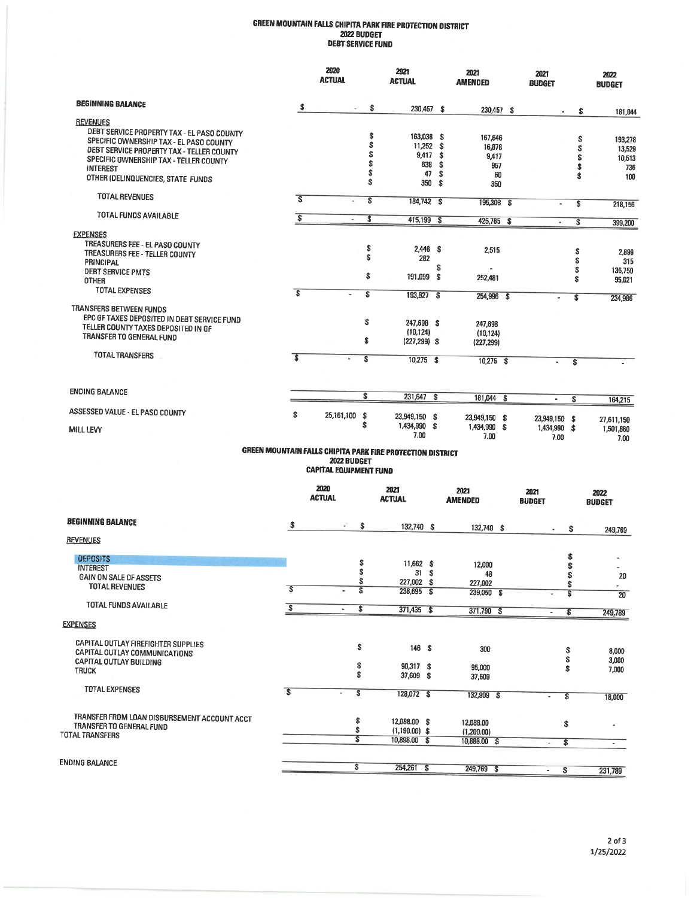# GREEN MOUNTAIN FALLS CHIPITA PARK FIRE PROTECTION DISTRICT
## 2022 BUDGET
### DEBT SERVICE FUND

| | 2020 ACTUAL | 2021 ACTUAL | 2021 AMENDED | 2021 BUDGET | 2022 BUDGET |
|---|---|---|---|---|---|
| **BEGINNING BALANCE** | $ - | $ 230,457 | $ 230,457 | $ - | $ 181,044 |
| **REVENUES** | | | | | |
| DEBT SERVICE PROPERTY TAX - EL PASO COUNTY | | $ 163,038 | $ 167,646 | | $ 193,278 |
| SPECIFIC OWNERSHIP TAX - EL PASO COUNTY | | $ 11,252 | $ 16,878 | | $ 13,529 |
| DEBT SERVICE PROPERTY TAX - TELLER COUNTY | | $ 9,417 | $ 9,417 | | $ 10,513 |
| SPECIFIC OWNERSHIP TAX - TELLER COUNTY | | $ 638 | $ 957 | | $ 736 |
| INTEREST | | $ 47 | $ 60 | | $ 100 |
| OTHER (DELINQUENCIES, STATE FUNDS | | $ 350 | $ 350 | | |
| TOTAL REVENUES | $ - | $ 184,742 | $ 195,308 | $ - | $ 218,156 |
| TOTAL FUNDS AVAILABLE | $ - | $ 415,199 | $ 425,765 | $ - | $ 399,200 |
| **EXPENSES** | | | | | |
| TREASURERS FEE - EL PASO COUNTY | | $ 2,446 | $ 2,515 | | $ 2,899 |
| TREASURERS FEE - TELLER COUNTY | | $ 282 | | | $ 315 |
| PRINCIPAL | | | $ - | | $ 136,750 |
| DEBT SERVICE PMTS | | $ 191,099 | $ 252,481 | | $ 95,021 |
| OTHER | | | | | |
| TOTAL EXPENSES | $ - | $ 193,827 | $ 254,996 | $ - | $ 234,986 |
| **TRANSFERS BETWEEN FUNDS** | | | | | |
| EPC GF TAXES DEPOSITED IN DEBT SERVICE FUND | | $ 247,698 | $ 247,698 | | |
| TELLER COUNTY TAXES DEPOSITED IN GF | | (10,124) | (10,124) | | |
| TRANSFER TO GENERAL FUND | | $ (227,299) | $ (227,299) | | |
| TOTAL TRANSFERS | $ - | $ 10,275 | $ 10,275 | $ - | $ - |
| ENDING BALANCE | | $ 231,647 | $ 181,044 | $ - | $ 164,215 |
| ASSESSED VALUE - EL PASO COUNTY | $ 25,161,100 | $ 23,949,150 | $ 23,949,150 | $ 23,949,150 | $ 27,611,150 |
| | | $ 1,434,990 | $ 1,434,990 | $ 1,434,990 | $ 1,501,860 |
| MILL LEVY | | 7.00 | 7.00 | 7.00 | 7.00 |

# GREEN MOUNTAIN FALLS CHIPITA PARK FIRE PROTECTION DISTRICT
## 2022 BUDGET
### CAPITAL EQUIPMENT FUND

| | 2020 ACTUAL | 2021 ACTUAL | 2021 AMENDED | 2021 BUDGET | 2022 BUDGET |
|---|---|---|---|---|---|
| **BEGINNING BALANCE** | $ - | $ 132,740 | $ 132,740 | $ - | $ 249,769 |
| **REVENUES** | | | | | |
| DEPOSITS | | $ 11,662 | $ 12,000 | | $ - |
| INTEREST | | $ 31 | $ 48 | | $ 20 |
| GAIN ON SALE OF ASSETS | | $ 227,002 | $ 227,002 | | $ - |
| TOTAL REVENUES | $ - | $ 238,695 | $ 239,050 | $ - | $ 20 |
| TOTAL FUNDS AVAILABLE | $ - | $ 371,435 | $ 371,790 | $ - | $ 249,789 |
| **EXPENSES** | | | | | |
| CAPITAL OUTLAY FIREFIGHTER SUPPLIES | | $ 146 | $ 300 | | $ 8,000 |
| CAPITAL OUTLAY COMMUNICATIONS | | | | | $ 3,000 |
| CAPITAL OUTLAY BUILDING | | $ 90,317 | $ 95,000 | | $ 7,000 |
| TRUCK | | $ 37,609 | $ 37,609 | | |
| TOTAL EXPENSES | $ - | $ 128,072 | $ 132,909 | $ - | $ 18,000 |
| TRANSFER FROM LOAN DISBURSEMENT ACCOUNT ACCT | | $ 12,088.00 | $ 12,088.00 | | $ - |
| TRANSFER TO GENERAL FUND | | $ (1,190.00) | $ (1,200.00) | | |
| TOTAL TRANSFERS | | $ 10,898.00 | $ 10,888.00 | $ - | $ - |
| ENDING BALANCE | | $ 254,261 | $ 249,769 | $ - | $ 231,789 |

1/25/2022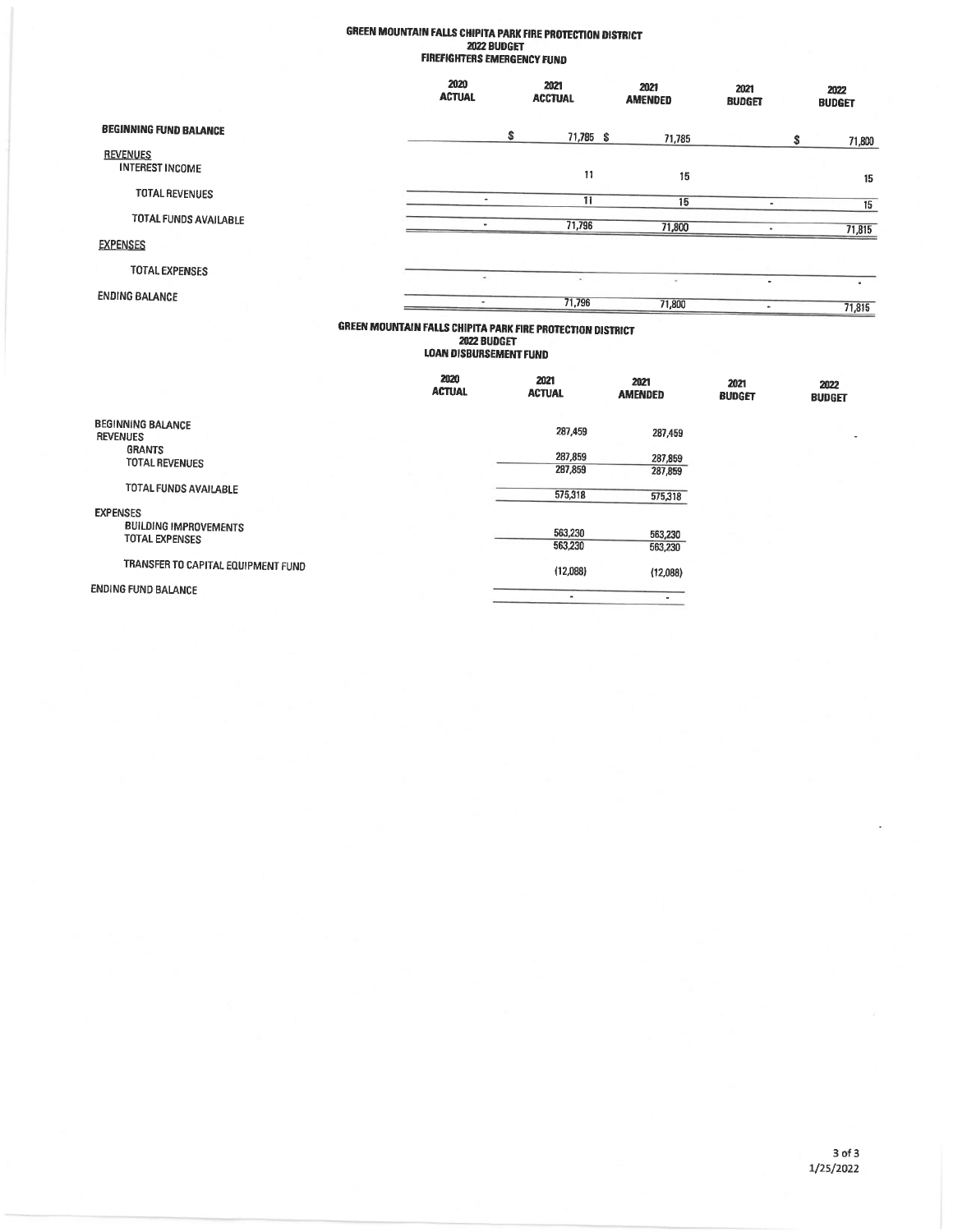# GREEN MOUNTAIN FALLS CHIPITA PARK FIRE PROTECTION DISTRICT
## 2022 BUDGET
### FIREFIGHTERS EMERGENCY FUND

| | 2020 ACTUAL | 2021 ACCTUAL | 2021 AMENDED | 2021 BUDGET | 2022 BUDGET |
|---|---|---|---|---|---|
| **BEGINNING FUND BALANCE** | | $ 71,785 | $ 71,785 | | $ 71,800 |
| REVENUES | | | | | |
| INTEREST INCOME | | 11 | 15 | | 15 |
| TOTAL REVENUES | - | 11 | 15 | - | 15 |
| TOTAL FUNDS AVAILABLE | - | 71,796 | 71,800 | - | 71,815 |
| EXPENSES | | | | | |
| TOTAL EXPENSES | - | - | - | - | - |
| ENDING BALANCE | - | 71,796 | 71,800 | - | 71,815 |

# GREEN MOUNTAIN FALLS CHIPITA PARK FIRE PROTECTION DISTRICT
## 2022 BUDGET
### LOAN DISBURSEMENT FUND

| | 2020 ACTUAL | 2021 ACTUAL | 2021 AMENDED | 2021 BUDGET | 2022 BUDGET |
|---|---|---|---|---|---|
| BEGINNING BALANCE | | 287,459 | 287,459 | | - |
| REVENUES | | | | | |
| GRANTS | | 287,859 | 287,859 | | |
| TOTAL REVENUES | | 287,859 | 287,859 | | |
| TOTAL FUNDS AVAILABLE | | 575,318 | 575,318 | | |
| EXPENSES | | | | | |
| BUILDING IMPROVEMENTS | | 563,230 | 563,230 | | |
| TOTAL EXPENSES | | 563,230 | 563,230 | | |
| TRANSFER TO CAPITAL EQUIPMENT FUND | | (12,088) | (12,088) | | |
| ENDING FUND BALANCE | | - | - | | |

1/25/2022